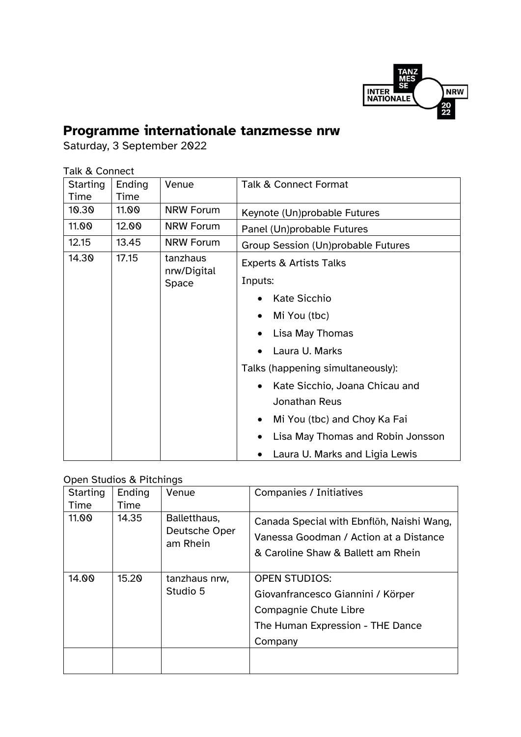# Programme internationale tanzmesse nrw

Saturday, 3 September 2022

Talk & Connect

| Starting Time | Ending Time | Venue | Talk & Connect Format |
|---|---|---|---|
| 10.30 | 11.00 | NRW Forum | Keynote (Un)probable Futures |
| 11.00 | 12.00 | NRW Forum | Panel (Un)probable Futures |
| 12.15 | 13.45 | NRW Forum | Group Session (Un)probable Futures |
| 14.30 | 17.15 | tanzhaus nrw/Digital Space | Experts & Artists Talks<br>Inputs:<br>• Kate Sicchio<br>• Mi You (tbc)<br>• Lisa May Thomas<br>• Laura U. Marks<br>Talks (happening simultaneously):<br>• Kate Sicchio, Joana Chicau and Jonathan Reus<br>• Mi You (tbc) and Choy Ka Fai<br>• Lisa May Thomas and Robin Jonsson<br>• Laura U. Marks and Ligia Lewis |

Open Studios & Pitchings

| Starting Time | Ending Time | Venue | Companies / Initiatives |
|---|---|---|---|
| 11.00 | 14.35 | Balletthaus, Deutsche Oper am Rhein | Canada Special with Ebnflōh, Naishi Wang, Vanessa Goodman / Action at a Distance & Caroline Shaw & Ballett am Rhein |
| 14.00 | 15.20 | tanzhaus nrw, Studio 5 | OPEN STUDIOS:<br>Giovanfrancesco Giannini / Körper<br>Compagnie Chute Libre<br>The Human Expression - THE Dance Company |
| | | | |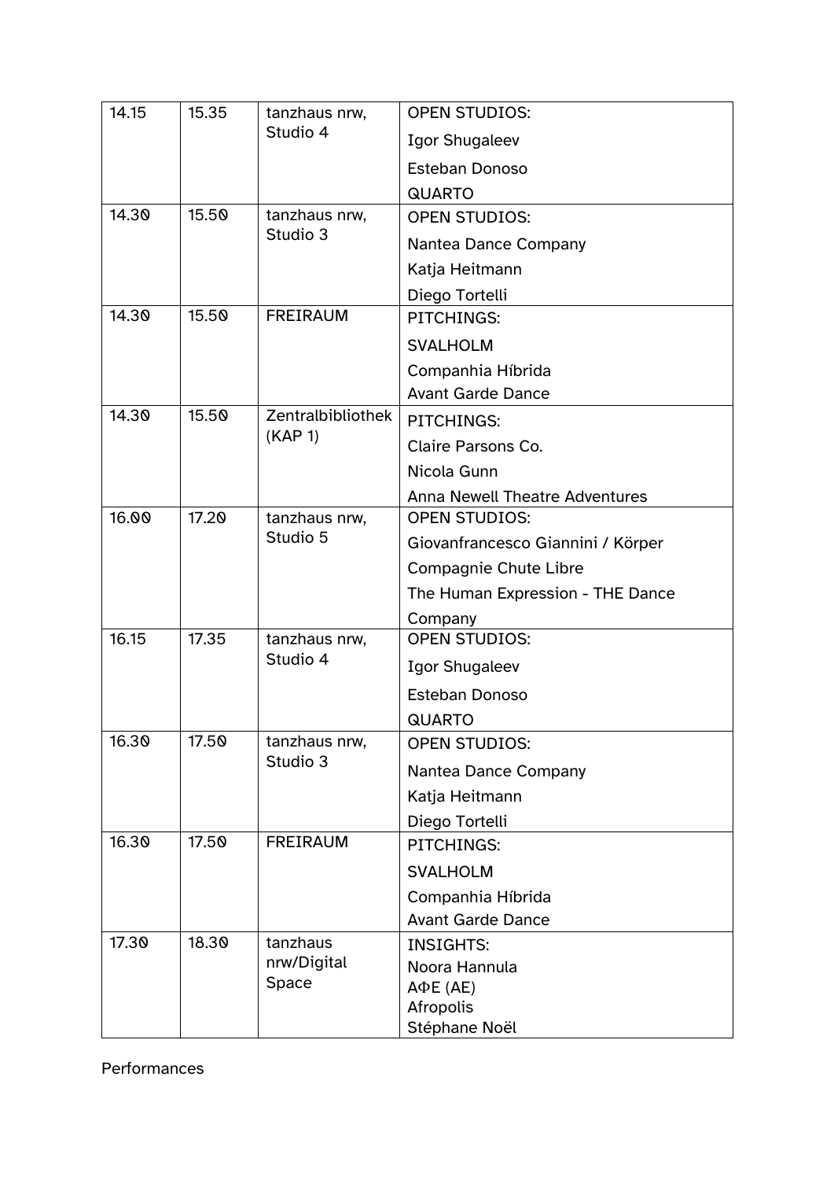| 14.15 | 15.35 | tanzhaus nrw, Studio 4 | OPEN STUDIOS:<br>Igor Shugaleev<br>Esteban Donoso<br>QUARTO |
|---|---|---|---|
| 14.30 | 15.50 | tanzhaus nrw, Studio 3 | OPEN STUDIOS:<br>Nantea Dance Company<br>Katja Heitmann<br>Diego Tortelli |
| 14.30 | 15.50 | FREIRAUM | PITCHINGS:<br>SVALHOLM<br>Companhia Híbrida<br>Avant Garde Dance |
| 14.30 | 15.50 | Zentralbibliothek (KAP 1) | PITCHINGS:<br>Claire Parsons Co.<br>Nicola Gunn<br>Anna Newell Theatre Adventures |
| 16.00 | 17.20 | tanzhaus nrw, Studio 5 | OPEN STUDIOS:<br>Giovanfrancesco Giannini / Körper<br>Compagnie Chute Libre<br>The Human Expression - THE Dance Company |
| 16.15 | 17.35 | tanzhaus nrw, Studio 4 | OPEN STUDIOS:<br>Igor Shugaleev<br>Esteban Donoso<br>QUARTO |
| 16.30 | 17.50 | tanzhaus nrw, Studio 3 | OPEN STUDIOS:<br>Nantea Dance Company<br>Katja Heitmann<br>Diego Tortelli |
| 16.30 | 17.50 | FREIRAUM | PITCHINGS:<br>SVALHOLM<br>Companhia Híbrida<br>Avant Garde Dance |
| 17.30 | 18.30 | tanzhaus nrw/Digital Space | INSIGHTS:<br>Noora Hannula<br>AΦE (AE)<br>Afropolis<br>Stéphane Noël |

Performances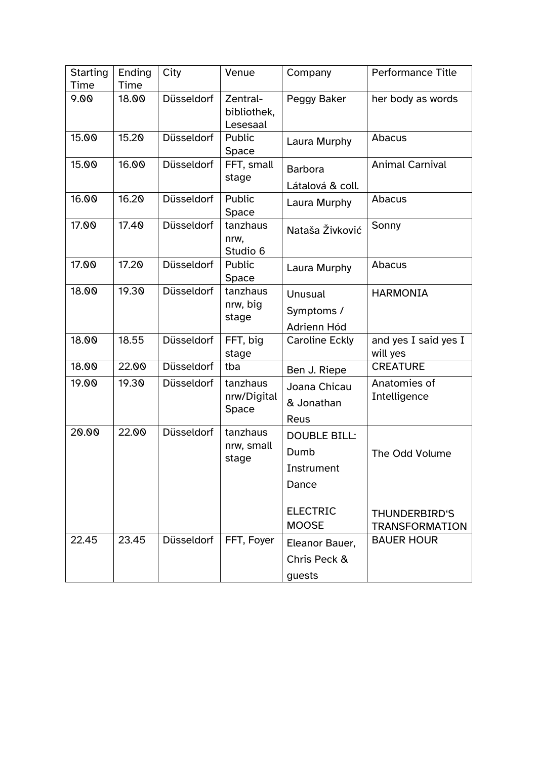| Starting Time | Ending Time | City | Venue | Company | Performance Title |
| --- | --- | --- | --- | --- | --- |
| 9.00 | 18.00 | Düsseldorf | Zentral-bibliothek, Lesesaal | Peggy Baker | her body as words |
| 15.00 | 15.20 | Düsseldorf | Public Space | Laura Murphy | Abacus |
| 15.00 | 16.00 | Düsseldorf | FFT, small stage | Barbora Látalová & coll. | Animal Carnival |
| 16.00 | 16.20 | Düsseldorf | Public Space | Laura Murphy | Abacus |
| 17.00 | 17.40 | Düsseldorf | tanzhaus nrw, Studio 6 | Nataša Živković | Sonny |
| 17.00 | 17.20 | Düsseldorf | Public Space | Laura Murphy | Abacus |
| 18.00 | 19.30 | Düsseldorf | tanzhaus nrw, big stage | Unusual Symptoms / Adrienn Hód | HARMONIA |
| 18.00 | 18.55 | Düsseldorf | FFT, big stage | Caroline Eckly | and yes I said yes I will yes |
| 18.00 | 22.00 | Düsseldorf | tba | Ben J. Riepe | CREATURE |
| 19.00 | 19.30 | Düsseldorf | tanzhaus nrw/Digital Space | Joana Chicau & Jonathan Reus | Anatomies of Intelligence |
| 20.00 | 22.00 | Düsseldorf | tanzhaus nrw, small stage | DOUBLE BILL: Dumb Instrument Dance<br><br>ELECTRIC MOOSE | The Odd Volume<br><br>THUNDERBIRD'S TRANSFORMATION |
| 22.45 | 23.45 | Düsseldorf | FFT, Foyer | Eleanor Bauer, Chris Peck & guests | BAUER HOUR |